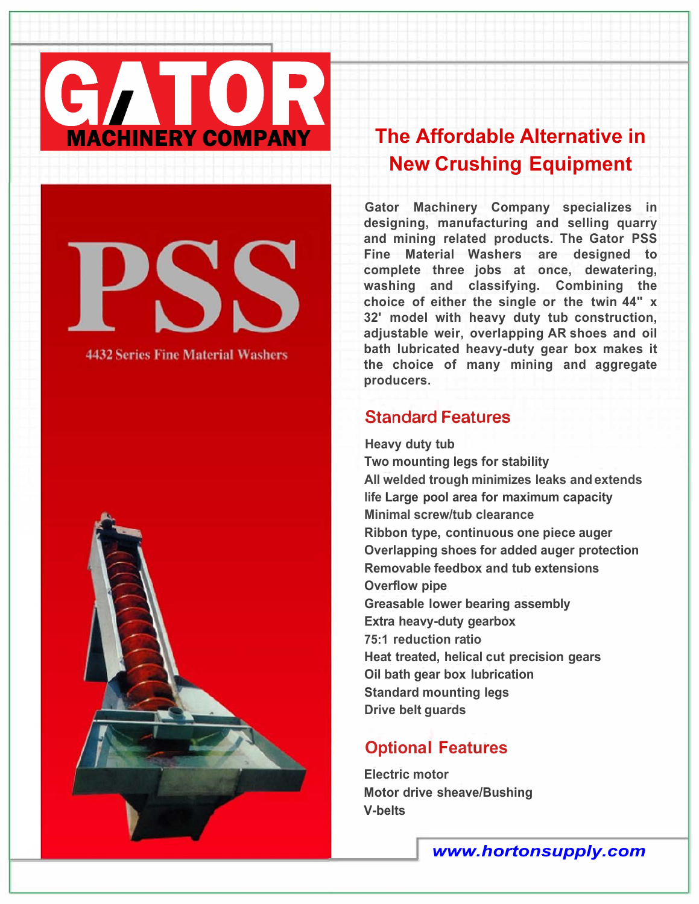# GATOR MACHINERY COMPANY

# PSS

4432 Series Fine Material Washers

## The Affordable Alternative in New Crushing Equipment

Gator Machinery Company specializes in designing, manufacturing and selling quarry and mining related products. The Gator PSS Fine Material Washers are designed to complete three jobs at once, dewatering, washing and classifying. Combining the choice of either the single or the twin 44" x 32' model with heavy duty tub construction, adjustable weir, overlapping AR shoes and oil bath lubricated heavy-duty gear box makes it the choice of many mining and aggregate producers.

## Standard Features

Heavy duty tub
Two mounting legs for stability
All welded trough minimizes leaks and extends life Large pool area for maximum capacity
Minimal screw/tub clearance
Ribbon type, continuous one piece auger
Overlapping shoes for added auger protection
Removable feedbox and tub extensions
Overflow pipe
Greasable lower bearing assembly
Extra heavy-duty gearbox
75:1 reduction ratio
Heat treated, helical cut precision gears
Oil bath gear box lubrication
Standard mounting legs
Drive belt guards

## Optional Features

Electric motor
Motor drive sheave/Bushing
V-belts

www.hortonsupply.com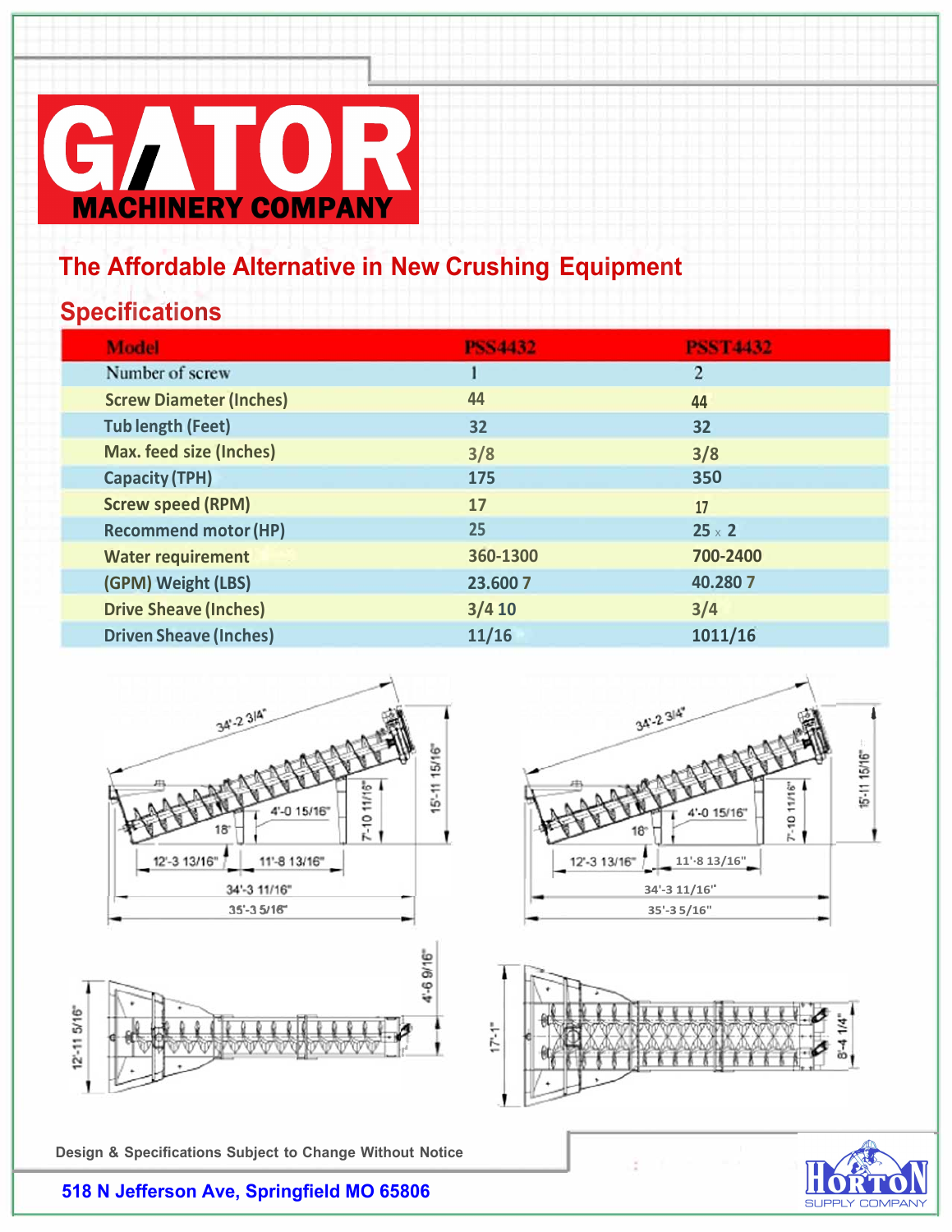# GATOR MACHINERY COMPANY

## The Affordable Alternative in New Crushing Equipment

## Specifications

| Model | PSS4432 | PSST4432 |
|---|---|---|
| Number of screw | 1 | 2 |
| Screw Diameter (Inches) | 44 | 44 |
| Tub length (Feet) | 32 | 32 |
| Max. feed size (Inches) | 3/8 | 3/8 |
| Capacity (TPH) | 175 | 350 |
| Screw speed (RPM) | 17 | 17 |
| Recommend motor (HP) | 25 | 25 x 2 |
| Water requirement | 360-1300 | 700-2400 |
| (GPM) Weight (LBS) | 23.600 7 | 40.280 7 |
| Drive Sheave (Inches) | 3/4 10 | 3/4 |
| Driven Sheave (Inches) | 11/16 | 1011/16 |

34'-2 3/4"
4'-0 15/16"
18"
7'-10 11/16"
15'-11 15/16"
12'-3 13/16"
11'-8 13/16"
34'-3 11/16"
35'-3 5/16"

34'-2 3/4"
4'-0 15/16"
18"
7'-10 11/16"
15'-11 15/16"
12'-3 13/16"
11'-8 13/16"
34'-3 11/16"
35'-3 5/16"

12'-11 5/16"
4'-6 9/16"

17'-1"
8'-4 1/4"

Design & Specifications Subject to Change Without Notice

**518 N Jefferson Ave, Springfield MO 65806**

HORTON SUPPLY COMPANY